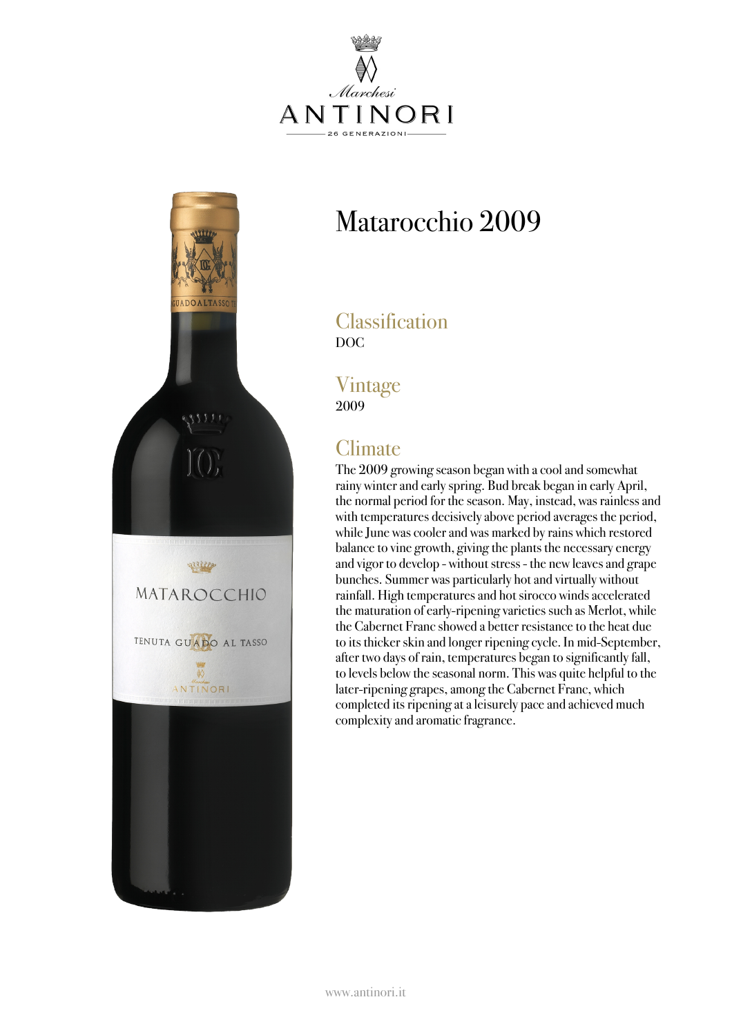# Matarocchio 2009

## Classification

DOC

## Vintage

2009

## Climate

The 2009 growing season began with a cool and somewhat rainy winter and early spring. Bud break began in early April, the normal period for the season. May, instead, was rainless and with temperatures decisively above period averages the period, while June was cooler and was marked by rains which restored balance to vine growth, giving the plants the necessary energy and vigor to develop - without stress - the new leaves and grape bunches. Summer was particularly hot and virtually without rainfall. High temperatures and hot sirocco winds accelerated the maturation of early-ripening varieties such as Merlot, while the Cabernet Franc showed a better resistance to the heat due to its thicker skin and longer ripening cycle. In mid-September, after two days of rain, temperatures began to significantly fall, to levels below the seasonal norm. This was quite helpful to the later-ripening grapes, among the Cabernet Franc, which completed its ripening at a leisurely pace and achieved much complexity and aromatic fragrance.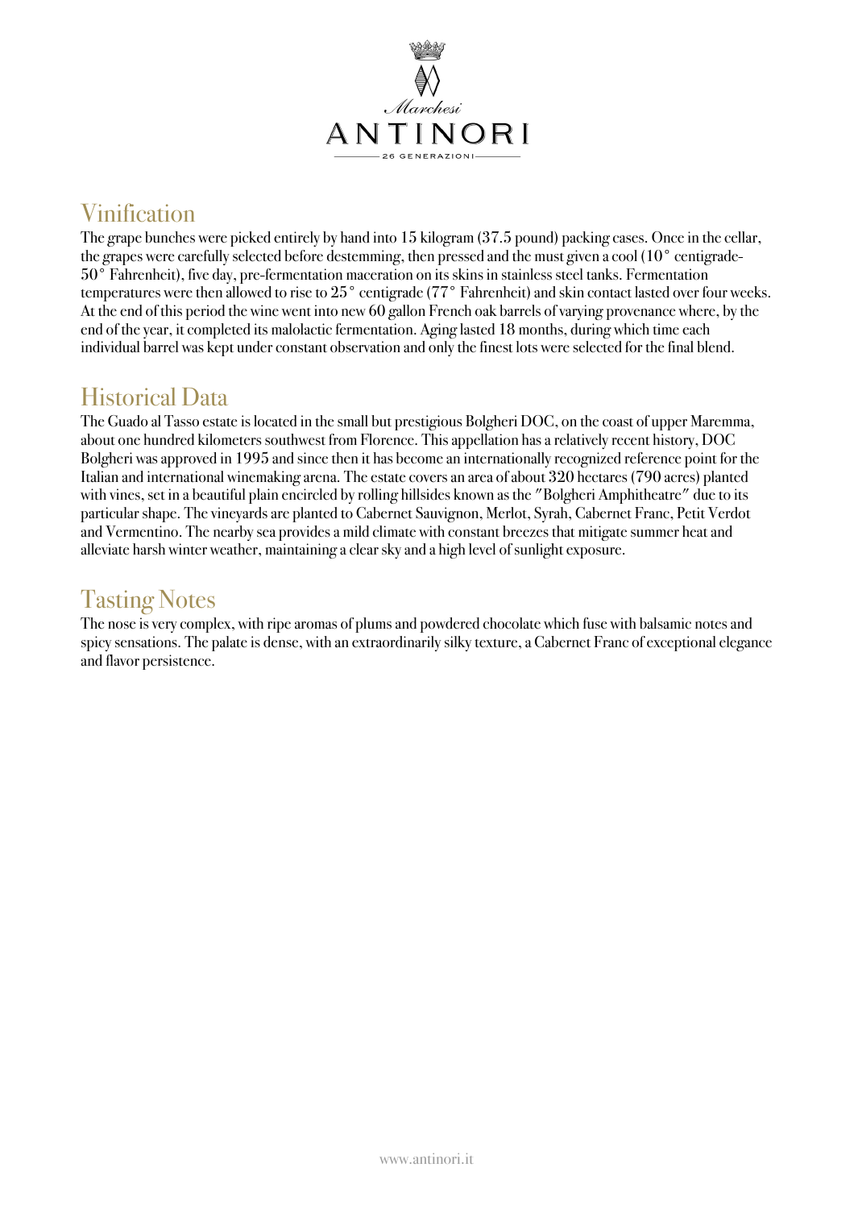## Vinification

The grape bunches were picked entirely by hand into 15 kilogram (37.5 pound) packing cases. Once in the cellar, the grapes were carefully selected before destemming, then pressed and the must given a cool (10° centigrade-50° Fahrenheit), five day, pre-fermentation maceration on its skins in stainless steel tanks. Fermentation temperatures were then allowed to rise to 25° centigrade (77° Fahrenheit) and skin contact lasted over four weeks. At the end of this period the wine went into new 60 gallon French oak barrels of varying provenance where, by the end of the year, it completed its malolactic fermentation. Aging lasted 18 months, during which time each individual barrel was kept under constant observation and only the finest lots were selected for the final blend.

## Historical Data

The Guado al Tasso estate is located in the small but prestigious Bolgheri DOC, on the coast of upper Maremma, about one hundred kilometers southwest from Florence. This appellation has a relatively recent history, DOC Bolgheri was approved in 1995 and since then it has become an internationally recognized reference point for the Italian and international winemaking arena. The estate covers an area of about 320 hectares (790 acres) planted with vines, set in a beautiful plain encircled by rolling hillsides known as the "Bolgheri Amphitheatre" due to its particular shape. The vineyards are planted to Cabernet Sauvignon, Merlot, Syrah, Cabernet Franc, Petit Verdot and Vermentino. The nearby sea provides a mild climate with constant breezes that mitigate summer heat and alleviate harsh winter weather, maintaining a clear sky and a high level of sunlight exposure.

## Tasting Notes

The nose is very complex, with ripe aromas of plums and powdered chocolate which fuse with balsamic notes and spicy sensations. The palate is dense, with an extraordinarily silky texture, a Cabernet Franc of exceptional elegance and flavor persistence.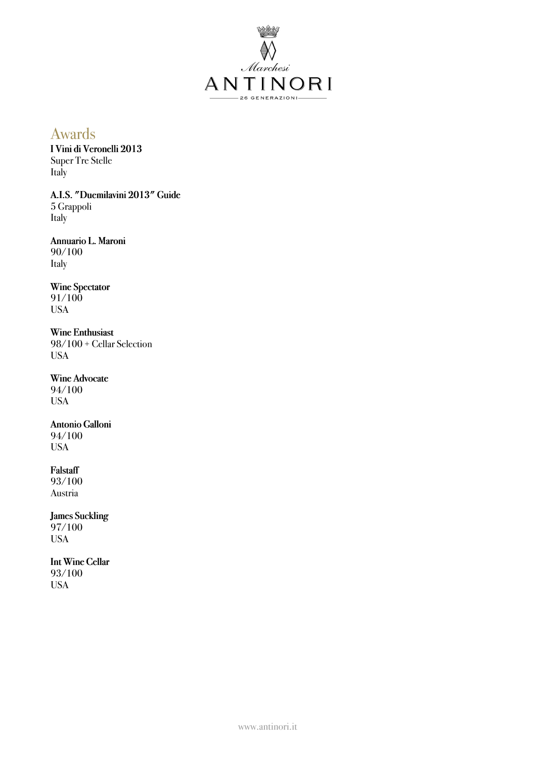Marchesi
ANTINORI
26 GENERAZIONI

## Awards

**I Vini di Veronelli 2013**
Super Tre Stelle
Italy

**A.I.S. "Duemilavini 2013" Guide**
5 Grappoli
Italy

**Annuario L. Maroni**
90/100
Italy

**Wine Spectator**
91/100
USA

**Wine Enthusiast**
98/100 + Cellar Selection
USA

**Wine Advocate**
94/100
USA

**Antonio Galloni**
94/100
USA

**Falstaff**
93/100
Austria

**James Suckling**
97/100
USA

**Int Wine Cellar**
93/100
USA